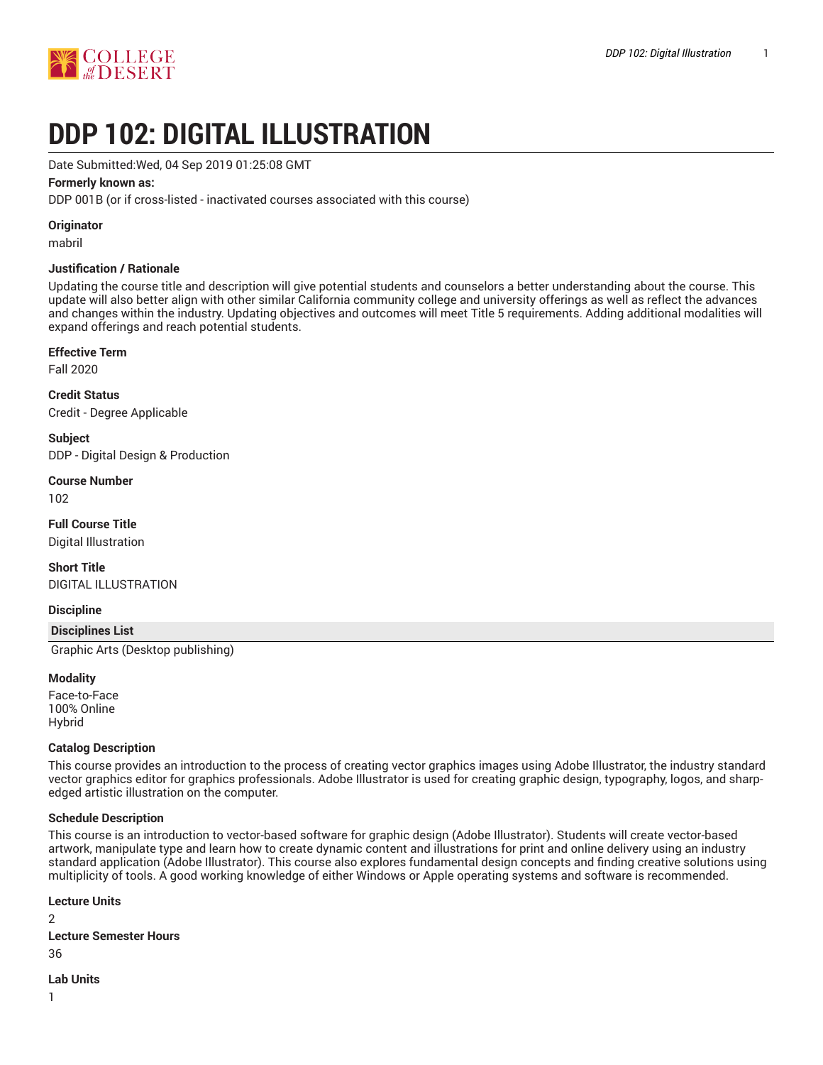# DDP 102: DIGITAL ILLUSTRATION

Date Submitted:Wed, 04 Sep 2019 01:25:08 GMT

**Formerly known as:**

DDP 001B (or if cross-listed - inactivated courses associated with this course)

**Originator**

mabril

**Justification / Rationale**

Updating the course title and description will give potential students and counselors a better understanding about the course. This update will also better align with other similar California community college and university offerings as well as reflect the advances and changes within the industry. Updating objectives and outcomes will meet Title 5 requirements. Adding additional modalities will expand offerings and reach potential students.

**Effective Term**

Fall 2020

**Credit Status**

Credit - Degree Applicable

**Subject**

DDP - Digital Design & Production

**Course Number**

102

**Full Course Title**

Digital Illustration

**Short Title**

DIGITAL ILLUSTRATION

**Discipline**

| Disciplines List |
| --- |
| Graphic Arts (Desktop publishing) |

**Modality**

Face-to-Face
100% Online
Hybrid

**Catalog Description**

This course provides an introduction to the process of creating vector graphics images using Adobe Illustrator, the industry standard vector graphics editor for graphics professionals. Adobe Illustrator is used for creating graphic design, typography, logos, and sharp-edged artistic illustration on the computer.

**Schedule Description**

This course is an introduction to vector-based software for graphic design (Adobe Illustrator). Students will create vector-based artwork, manipulate type and learn how to create dynamic content and illustrations for print and online delivery using an industry standard application (Adobe Illustrator). This course also explores fundamental design concepts and finding creative solutions using multiplicity of tools. A good working knowledge of either Windows or Apple operating systems and software is recommended.

**Lecture Units**

2

**Lecture Semester Hours**

36

**Lab Units**

1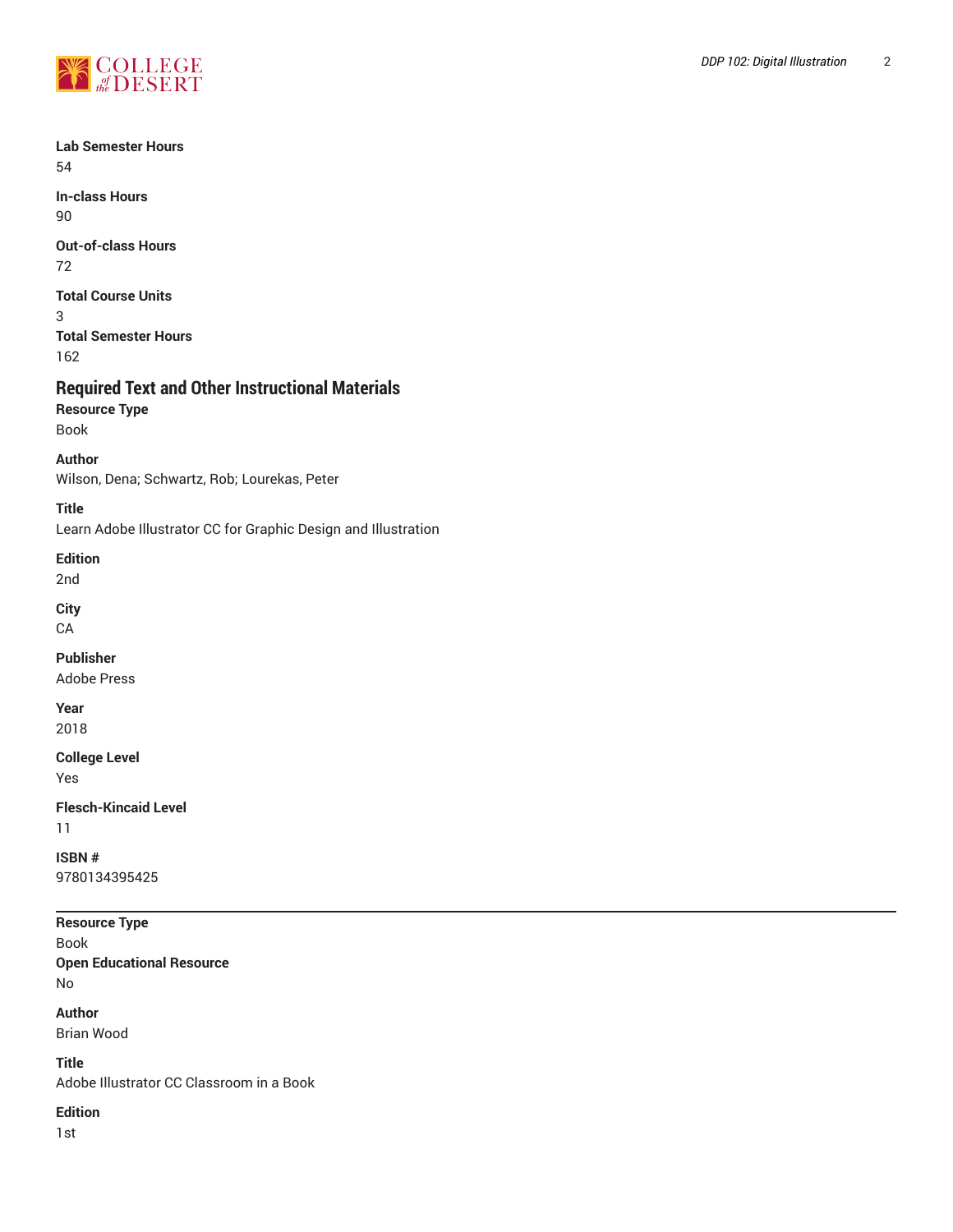**Lab Semester Hours**
54

**In-class Hours**
90

**Out-of-class Hours**
72

**Total Course Units**
3

**Total Semester Hours**
162

## Required Text and Other Instructional Materials

**Resource Type**
Book

**Author**
Wilson, Dena; Schwartz, Rob; Lourekas, Peter

**Title**
Learn Adobe Illustrator CC for Graphic Design and Illustration

**Edition**
2nd

**City**
CA

**Publisher**
Adobe Press

**Year**
2018

**College Level**
Yes

**Flesch-Kincaid Level**
11

**ISBN #**
9780134395425

---

**Resource Type**
Book

**Open Educational Resource**
No

**Author**
Brian Wood

**Title**
Adobe Illustrator CC Classroom in a Book

**Edition**
1st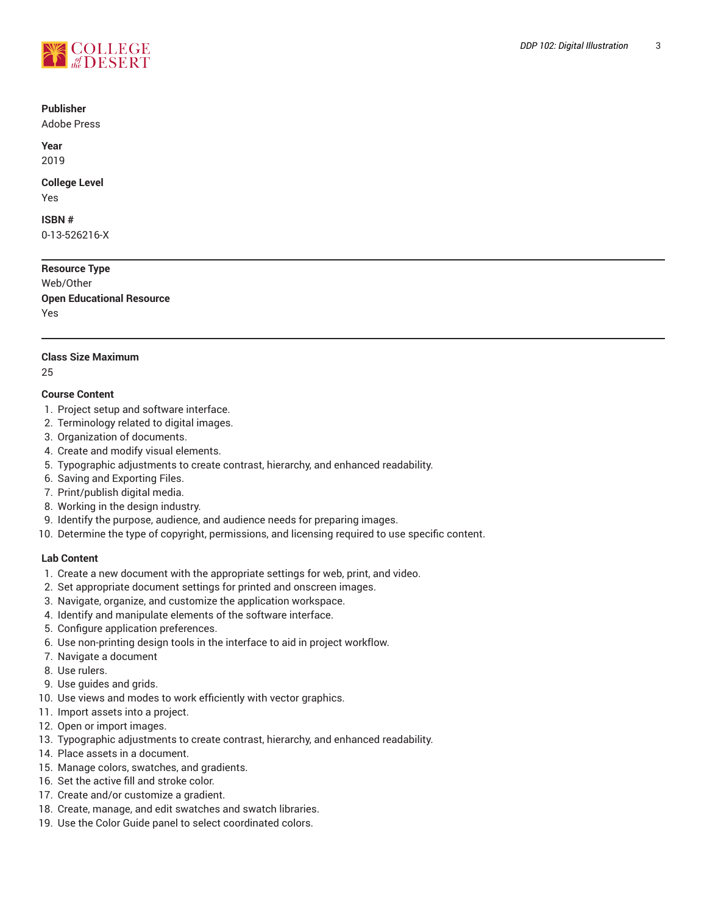**Publisher**
Adobe Press

**Year**
2019

**College Level**
Yes

**ISBN #**
0-13-526216-X

---

**Resource Type**
Web/Other

**Open Educational Resource**
Yes

---

**Class Size Maximum**
25

**Course Content**

1. Project setup and software interface.
2. Terminology related to digital images.
3. Organization of documents.
4. Create and modify visual elements.
5. Typographic adjustments to create contrast, hierarchy, and enhanced readability.
6. Saving and Exporting Files.
7. Print/publish digital media.
8. Working in the design industry.
9. Identify the purpose, audience, and audience needs for preparing images.
10. Determine the type of copyright, permissions, and licensing required to use specific content.

**Lab Content**

1. Create a new document with the appropriate settings for web, print, and video.
2. Set appropriate document settings for printed and onscreen images.
3. Navigate, organize, and customize the application workspace.
4. Identify and manipulate elements of the software interface.
5. Configure application preferences.
6. Use non-printing design tools in the interface to aid in project workflow.
7. Navigate a document
8. Use rulers.
9. Use guides and grids.
10. Use views and modes to work efficiently with vector graphics.
11. Import assets into a project.
12. Open or import images.
13. Typographic adjustments to create contrast, hierarchy, and enhanced readability.
14. Place assets in a document.
15. Manage colors, swatches, and gradients.
16. Set the active fill and stroke color.
17. Create and/or customize a gradient.
18. Create, manage, and edit swatches and swatch libraries.
19. Use the Color Guide panel to select coordinated colors.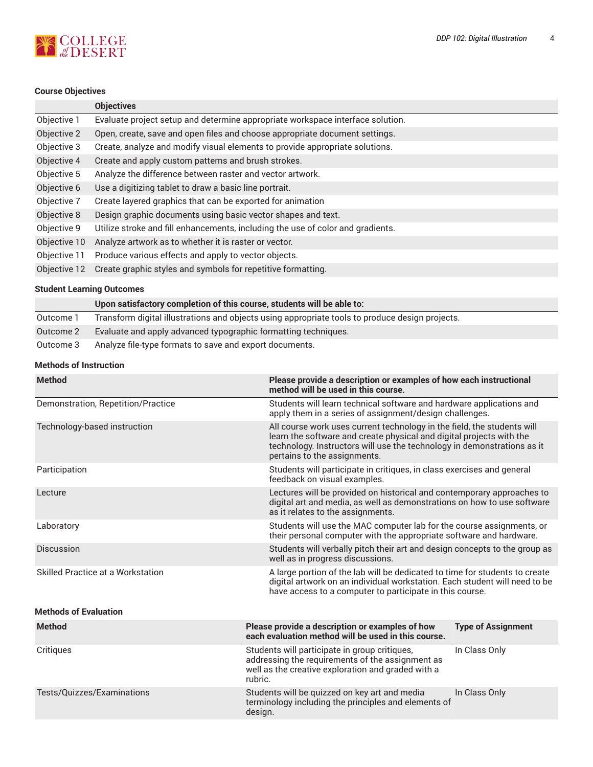### Course Objectives

| | Objectives |
|---|---|
| Objective 1 | Evaluate project setup and determine appropriate workspace interface solution. |
| Objective 2 | Open, create, save and open files and choose appropriate document settings. |
| Objective 3 | Create, analyze and modify visual elements to provide appropriate solutions. |
| Objective 4 | Create and apply custom patterns and brush strokes. |
| Objective 5 | Analyze the difference between raster and vector artwork. |
| Objective 6 | Use a digitizing tablet to draw a basic line portrait. |
| Objective 7 | Create layered graphics that can be exported for animation |
| Objective 8 | Design graphic documents using basic vector shapes and text. |
| Objective 9 | Utilize stroke and fill enhancements, including the use of color and gradients. |
| Objective 10 | Analyze artwork as to whether it is raster or vector. |
| Objective 11 | Produce various effects and apply to vector objects. |
| Objective 12 | Create graphic styles and symbols for repetitive formatting. |

### Student Learning Outcomes

| | Upon satisfactory completion of this course, students will be able to: |
|---|---|
| Outcome 1 | Transform digital illustrations and objects using appropriate tools to produce design projects. |
| Outcome 2 | Evaluate and apply advanced typographic formatting techniques. |
| Outcome 3 | Analyze file-type formats to save and export documents. |

### Methods of Instruction

| Method | Please provide a description or examples of how each instructional method will be used in this course. |
|---|---|
| Demonstration, Repetition/Practice | Students will learn technical software and hardware applications and apply them in a series of assignment/design challenges. |
| Technology-based instruction | All course work uses current technology in the field, the students will learn the software and create physical and digital projects with the technology. Instructors will use the technology in demonstrations as it pertains to the assignments. |
| Participation | Students will participate in critiques, in class exercises and general feedback on visual examples. |
| Lecture | Lectures will be provided on historical and contemporary approaches to digital art and media, as well as demonstrations on how to use software as it relates to the assignments. |
| Laboratory | Students will use the MAC computer lab for the course assignments, or their personal computer with the appropriate software and hardware. |
| Discussion | Students will verbally pitch their art and design concepts to the group as well as in progress discussions. |
| Skilled Practice at a Workstation | A large portion of the lab will be dedicated to time for students to create digital artwork on an individual workstation. Each student will need to be have access to a computer to participate in this course. |

### Methods of Evaluation

| Method | Please provide a description or examples of how each evaluation method will be used in this course. | Type of Assignment |
|---|---|---|
| Critiques | Students will participate in group critiques, addressing the requirements of the assignment as well as the creative exploration and graded with a rubric. | In Class Only |
| Tests/Quizzes/Examinations | Students will be quizzed on key art and media terminology including the principles and elements of design. | In Class Only |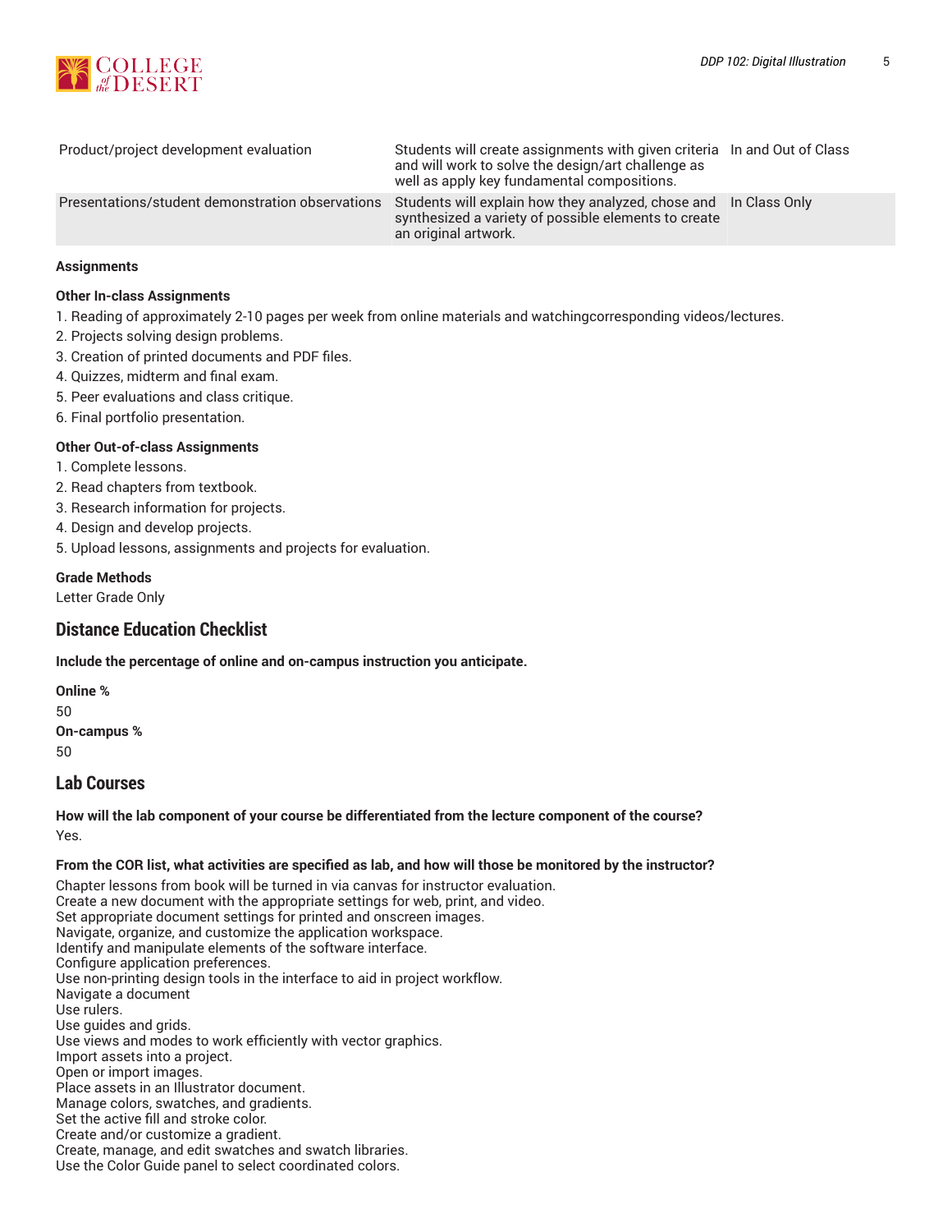| | | |
|---|---|---|
| Product/project development evaluation | Students will create assignments with given criteria and will work to solve the design/art challenge as well as apply key fundamental compositions. | In and Out of Class |
| Presentations/student demonstration observations | Students will explain how they analyzed, chose and synthesized a variety of possible elements to create an original artwork. | In Class Only |

**Assignments**

**Other In-class Assignments**

1. Reading of approximately 2-10 pages per week from online materials and watchingcorresponding videos/lectures.
2. Projects solving design problems.
3. Creation of printed documents and PDF files.
4. Quizzes, midterm and final exam.
5. Peer evaluations and class critique.
6. Final portfolio presentation.

**Other Out-of-class Assignments**

1. Complete lessons.
2. Read chapters from textbook.
3. Research information for projects.
4. Design and develop projects.
5. Upload lessons, assignments and projects for evaluation.

**Grade Methods**

Letter Grade Only

## Distance Education Checklist

**Include the percentage of online and on-campus instruction you anticipate.**

**Online %**

50

**On-campus %**

50

## Lab Courses

**How will the lab component of your course be differentiated from the lecture component of the course?**

Yes.

**From the COR list, what activities are specified as lab, and how will those be monitored by the instructor?**

Chapter lessons from book will be turned in via canvas for instructor evaluation.
Create a new document with the appropriate settings for web, print, and video.
Set appropriate document settings for printed and onscreen images.
Navigate, organize, and customize the application workspace.
Identify and manipulate elements of the software interface.
Configure application preferences.
Use non-printing design tools in the interface to aid in project workflow.
Navigate a document
Use rulers.
Use guides and grids.
Use views and modes to work efficiently with vector graphics.
Import assets into a project.
Open or import images.
Place assets in an Illustrator document.
Manage colors, swatches, and gradients.
Set the active fill and stroke color.
Create and/or customize a gradient.
Create, manage, and edit swatches and swatch libraries.
Use the Color Guide panel to select coordinated colors.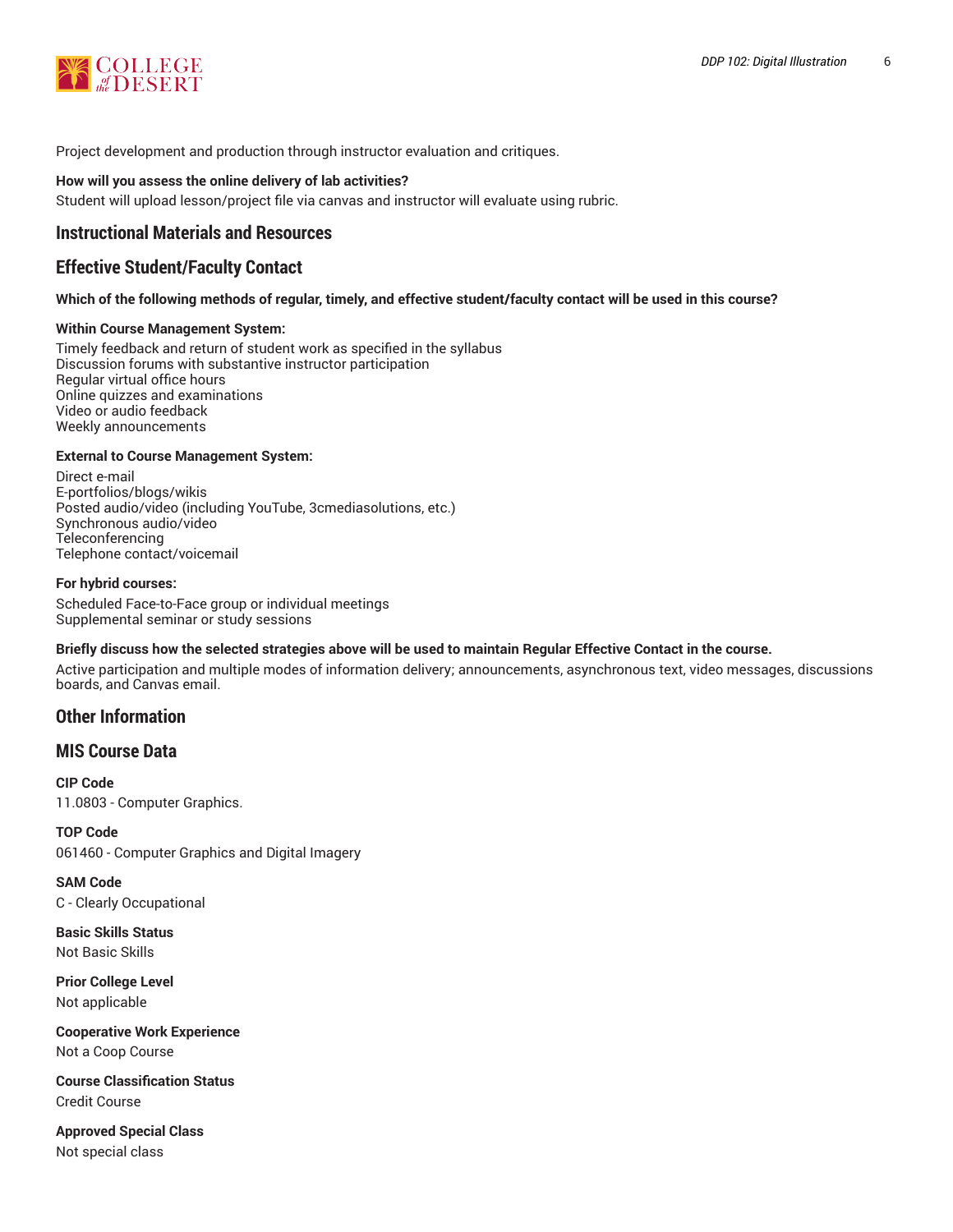Project development and production through instructor evaluation and critiques.

**How will you assess the online delivery of lab activities?**

Student will upload lesson/project file via canvas and instructor will evaluate using rubric.

## Instructional Materials and Resources

## Effective Student/Faculty Contact

**Which of the following methods of regular, timely, and effective student/faculty contact will be used in this course?**

**Within Course Management System:**

Timely feedback and return of student work as specified in the syllabus
Discussion forums with substantive instructor participation
Regular virtual office hours
Online quizzes and examinations
Video or audio feedback
Weekly announcements

**External to Course Management System:**

Direct e-mail
E-portfolios/blogs/wikis
Posted audio/video (including YouTube, 3cmediasolutions, etc.)
Synchronous audio/video
Teleconferencing
Telephone contact/voicemail

**For hybrid courses:**

Scheduled Face-to-Face group or individual meetings
Supplemental seminar or study sessions

**Briefly discuss how the selected strategies above will be used to maintain Regular Effective Contact in the course.**

Active participation and multiple modes of information delivery; announcements, asynchronous text, video messages, discussions boards, and Canvas email.

## Other Information

## MIS Course Data

**CIP Code**
11.0803 - Computer Graphics.

**TOP Code**
061460 - Computer Graphics and Digital Imagery

**SAM Code**
C - Clearly Occupational

**Basic Skills Status**
Not Basic Skills

**Prior College Level**
Not applicable

**Cooperative Work Experience**
Not a Coop Course

**Course Classification Status**
Credit Course

**Approved Special Class**
Not special class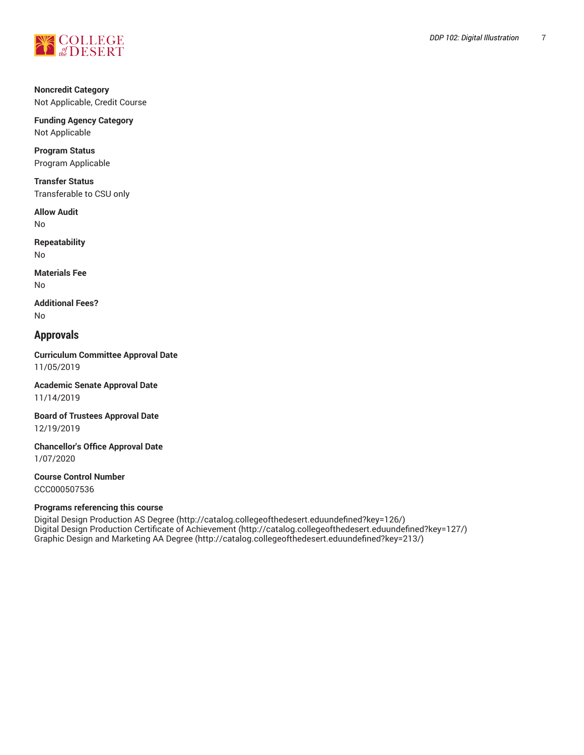**Noncredit Category**
Not Applicable, Credit Course

**Funding Agency Category**
Not Applicable

**Program Status**
Program Applicable

**Transfer Status**
Transferable to CSU only

**Allow Audit**
No

**Repeatability**
No

**Materials Fee**
No

**Additional Fees?**
No

## Approvals

**Curriculum Committee Approval Date**
11/05/2019

**Academic Senate Approval Date**
11/14/2019

**Board of Trustees Approval Date**
12/19/2019

**Chancellor's Office Approval Date**
1/07/2020

**Course Control Number**
CCC000507536

**Programs referencing this course**
Digital Design Production AS Degree (http://catalog.collegeofthedesert.eduundefined?key=126/)
Digital Design Production Certificate of Achievement (http://catalog.collegeofthedesert.eduundefined?key=127/)
Graphic Design and Marketing AA Degree (http://catalog.collegeofthedesert.eduundefined?key=213/)